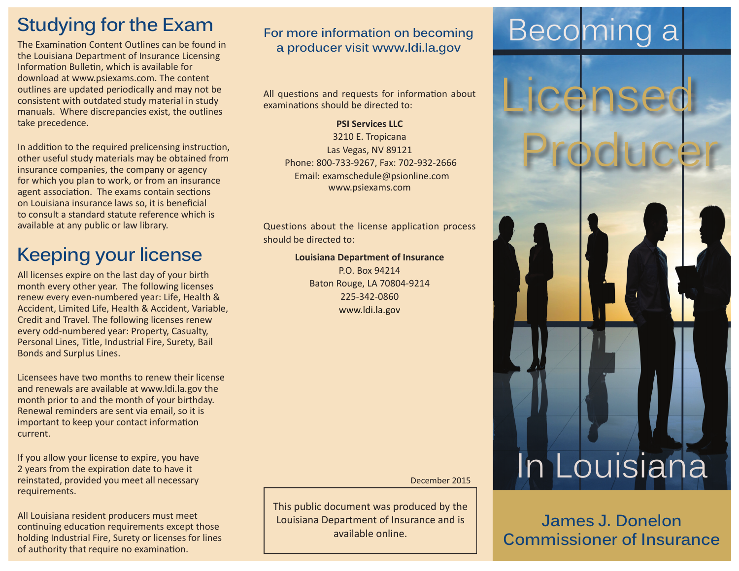## Studying for the Exam

The Examination Content Outlines can be found in the Louisiana Department of Insurance Licensing Information Bulletin, which is available for download at www.psiexams.com. The content outlines are updated periodically and may not be consistent with outdated study material in study manuals. Where discrepancies exist, the outlines take precedence.

In addition to the required prelicensing instruction, other useful study materials may be obtained from insurance companies, the company or agency for which you plan to work, or from an insurance agent association. The exams contain sections on Louisiana insurance laws so, it is beneficial to consult a standard statute reference which is available at any public or law library.

## Keeping your license

All licenses expire on the last day of your birth month every other year. The following licenses renew every even-numbered year: Life, Health & Accident, Limited Life, Health & Accident, Variable, Credit and Travel. The following licenses renew every odd-numbered year: Property, Casualty, Personal Lines, Title, Industrial Fire, Surety, Bail Bonds and Surplus Lines.

Licensees have two months to renew their license and renewals are available at www.ldi.la.gov the month prior to and the month of your birthday. Renewal reminders are sent via email, so it is important to keep your contact information current.

If you allow your license to expire, you have 2 years from the expiration date to have it reinstated, provided you meet all necessary requirements.

All Louisiana resident producers must meet continuing education requirements except those holding Industrial Fire, Surety or licenses for lines of authority that require no examination.

### For more information on becoming a producer visit www.ldi.la.gov

All questions and requests for information about examinations should be directed to:

**PSI Services LLC**
3210 E. Tropicana
Las Vegas, NV 89121
Phone: 800-733-9267, Fax: 702-932-2666
Email: examschedule@psionline.com
www.psiexams.com

Questions about the license application process should be directed to:

**Louisiana Department of Insurance**
P.O. Box 94214
Baton Rouge, LA 70804-9214
225-342-0860
www.ldi.la.gov

December 2015

This public document was produced by the Louisiana Department of Insurance and is available online.

# Becoming a Licensed Producer In Louisiana

**James J. Donelon**
**Commissioner of Insurance**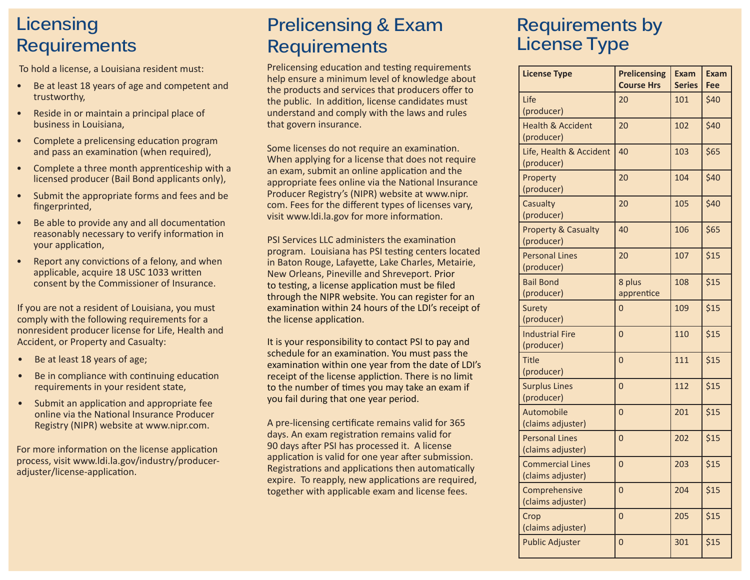# Licensing Requirements

To hold a license, a Louisiana resident must:

- Be at least 18 years of age and competent and trustworthy,
- Reside in or maintain a principal place of business in Louisiana,
- Complete a prelicensing education program and pass an examination (when required),
- Complete a three month apprenticeship with a licensed producer (Bail Bond applicants only),
- Submit the appropriate forms and fees and be fingerprinted,
- Be able to provide any and all documentation reasonably necessary to verify information in your application,
- Report any convictions of a felony, and when applicable, acquire 18 USC 1033 written consent by the Commissioner of Insurance.

If you are not a resident of Louisiana, you must comply with the following requirements for a nonresident producer license for Life, Health and Accident, or Property and Casualty:

- Be at least 18 years of age;
- Be in compliance with continuing education requirements in your resident state,
- Submit an application and appropriate fee online via the National Insurance Producer Registry (NIPR) website at www.nipr.com.

For more information on the license application process, visit www.ldi.la.gov/industry/producer-adjuster/license-application.

# Prelicensing & Exam Requirements

Prelicensing education and testing requirements help ensure a minimum level of knowledge about the products and services that producers offer to the public. In addition, license candidates must understand and comply with the laws and rules that govern insurance.

Some licenses do not require an examination. When applying for a license that does not require an exam, submit an online application and the appropriate fees online via the National Insurance Producer Registry's (NIPR) website at www.nipr.com. Fees for the different types of licenses vary, visit www.ldi.la.gov for more information.

PSI Services LLC administers the examination program. Louisiana has PSI testing centers located in Baton Rouge, Lafayette, Lake Charles, Metairie, New Orleans, Pineville and Shreveport. Prior to testing, a license application must be filed through the NIPR website. You can register for an examination within 24 hours of the LDI's receipt of the license application.

It is your responsibility to contact PSI to pay and schedule for an examination. You must pass the examination within one year from the date of LDI's receipt of the license appliction. There is no limit to the number of times you may take an exam if you fail during that one year period.

A pre-licensing certificate remains valid for 365 days. An exam registration remains valid for 90 days after PSI has processed it. A license application is valid for one year after submission. Registrations and applications then automatically expire. To reapply, new applications are required, together with applicable exam and license fees.

# Requirements by License Type

| License Type | Prelicensing Course Hrs | Exam Series | Exam Fee |
|---|---|---|---|
| Life (producer) | 20 | 101 | $40 |
| Health & Accident (producer) | 20 | 102 | $40 |
| Life, Health & Accident (producer) | 40 | 103 | $65 |
| Property (producer) | 20 | 104 | $40 |
| Casualty (producer) | 20 | 105 | $40 |
| Property & Casualty (producer) | 40 | 106 | $65 |
| Personal Lines (producer) | 20 | 107 | $15 |
| Bail Bond (producer) | 8 plus apprentice | 108 | $15 |
| Surety (producer) | 0 | 109 | $15 |
| Industrial Fire (producer) | 0 | 110 | $15 |
| Title (producer) | 0 | 111 | $15 |
| Surplus Lines (producer) | 0 | 112 | $15 |
| Automobile (claims adjuster) | 0 | 201 | $15 |
| Personal Lines (claims adjuster) | 0 | 202 | $15 |
| Commercial Lines (claims adjuster) | 0 | 203 | $15 |
| Comprehensive (claims adjuster) | 0 | 204 | $15 |
| Crop (claims adjuster) | 0 | 205 | $15 |
| Public Adjuster | 0 | 301 | $15 |